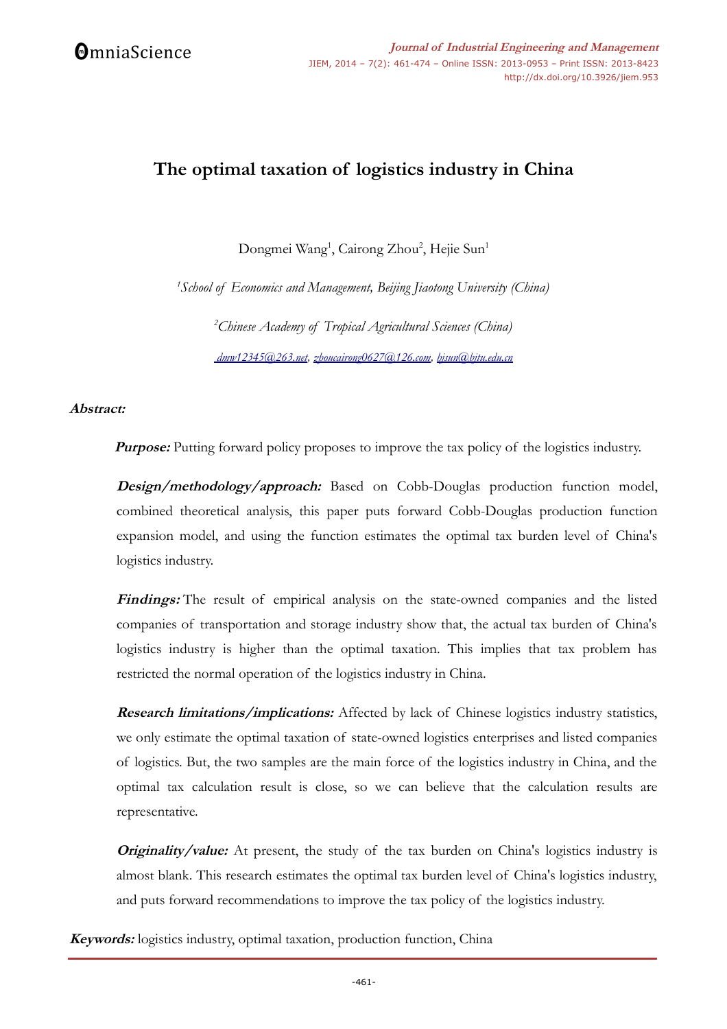# The optimal taxation of logistics industry in China

Dongmei Wang[1], Cairong Zhou[2], Hejie Sun[1]

[1]*School of Economics and Management, Beijing Jiaotong University (China)*

[2]*Chinese Academy of Tropical Agricultural Sciences (China)*

*dmw12345@263.net, zhoucairong0627@126.com, hjsun@bjtu.edu.cn*

**Abstract:**

***Purpose:*** Putting forward policy proposes to improve the tax policy of the logistics industry.

***Design/methodology/approach:*** Based on Cobb-Douglas production function model, combined theoretical analysis, this paper puts forward Cobb-Douglas production function expansion model, and using the function estimates the optimal tax burden level of China's logistics industry.

***Findings:*** The result of empirical analysis on the state-owned companies and the listed companies of transportation and storage industry show that, the actual tax burden of China's logistics industry is higher than the optimal taxation. This implies that tax problem has restricted the normal operation of the logistics industry in China.

***Research limitations/implications:*** Affected by lack of Chinese logistics industry statistics, we only estimate the optimal taxation of state-owned logistics enterprises and listed companies of logistics. But, the two samples are the main force of the logistics industry in China, and the optimal tax calculation result is close, so we can believe that the calculation results are representative.

***Originality/value:*** At present, the study of the tax burden on China's logistics industry is almost blank. This research estimates the optimal tax burden level of China's logistics industry, and puts forward recommendations to improve the tax policy of the logistics industry.

***Keywords:*** logistics industry, optimal taxation, production function, China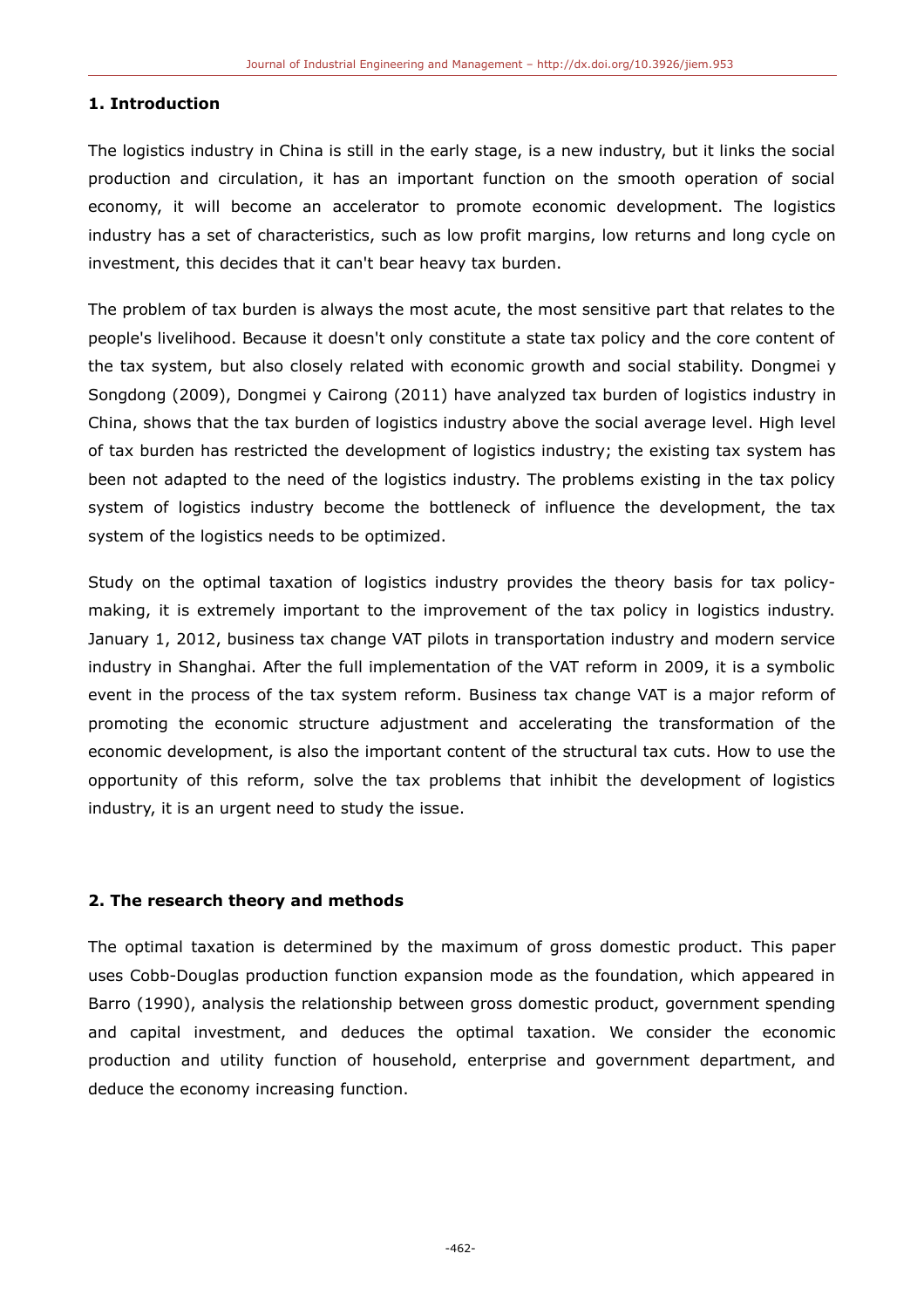## 1. Introduction

The logistics industry in China is still in the early stage, is a new industry, but it links the social production and circulation, it has an important function on the smooth operation of social economy, it will become an accelerator to promote economic development. The logistics industry has a set of characteristics, such as low profit margins, low returns and long cycle on investment, this decides that it can't bear heavy tax burden.

The problem of tax burden is always the most acute, the most sensitive part that relates to the people's livelihood. Because it doesn't only constitute a state tax policy and the core content of the tax system, but also closely related with economic growth and social stability. Dongmei y Songdong (2009), Dongmei y Cairong (2011) have analyzed tax burden of logistics industry in China, shows that the tax burden of logistics industry above the social average level. High level of tax burden has restricted the development of logistics industry; the existing tax system has been not adapted to the need of the logistics industry. The problems existing in the tax policy system of logistics industry become the bottleneck of influence the development, the tax system of the logistics needs to be optimized.

Study on the optimal taxation of logistics industry provides the theory basis for tax policy-making, it is extremely important to the improvement of the tax policy in logistics industry. January 1, 2012, business tax change VAT pilots in transportation industry and modern service industry in Shanghai. After the full implementation of the VAT reform in 2009, it is a symbolic event in the process of the tax system reform. Business tax change VAT is a major reform of promoting the economic structure adjustment and accelerating the transformation of the economic development, is also the important content of the structural tax cuts. How to use the opportunity of this reform, solve the tax problems that inhibit the development of logistics industry, it is an urgent need to study the issue.

## 2. The research theory and methods

The optimal taxation is determined by the maximum of gross domestic product. This paper uses Cobb-Douglas production function expansion mode as the foundation, which appeared in Barro (1990), analysis the relationship between gross domestic product, government spending and capital investment, and deduces the optimal taxation. We consider the economic production and utility function of household, enterprise and government department, and deduce the economy increasing function.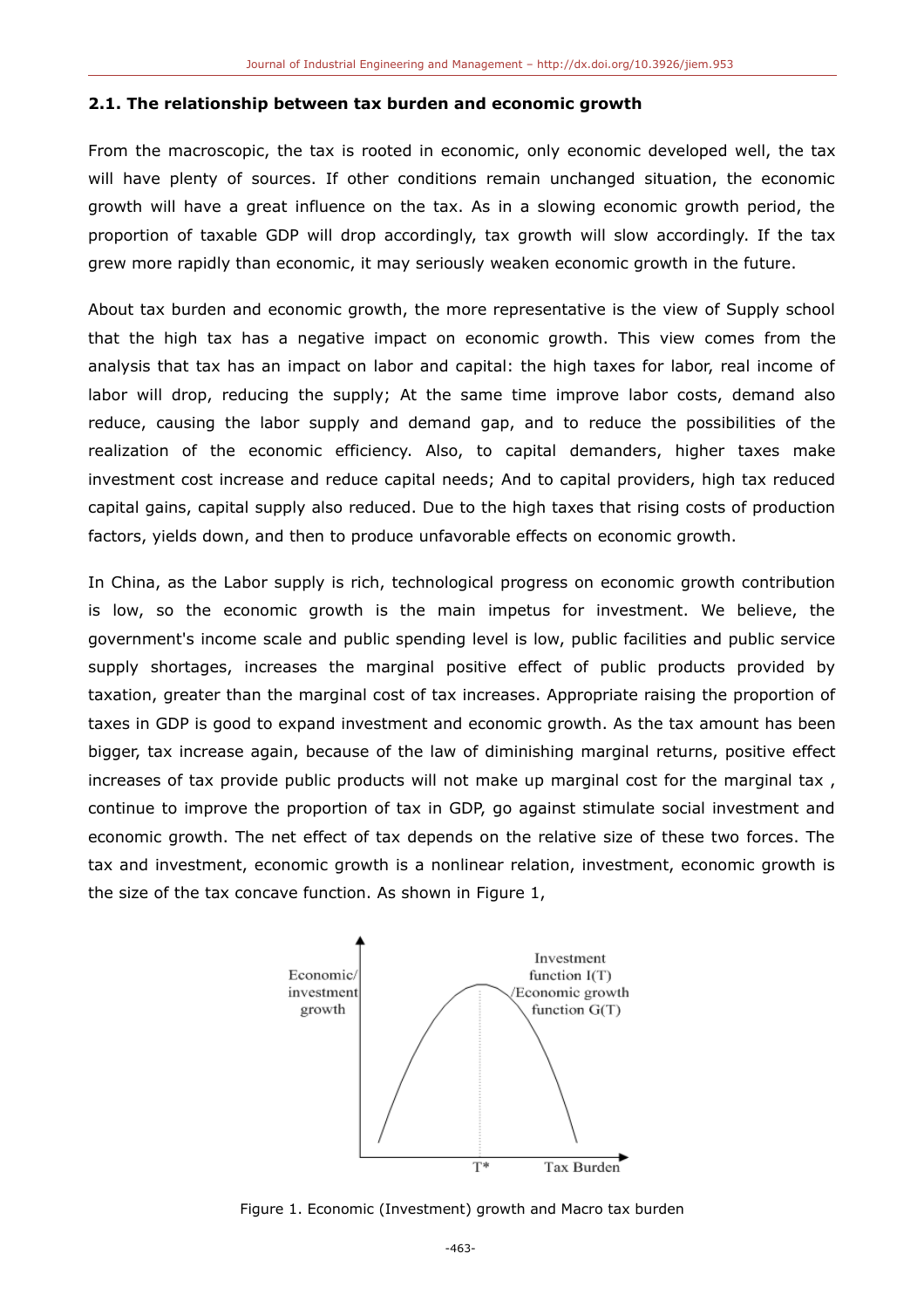### 2.1. The relationship between tax burden and economic growth

From the macroscopic, the tax is rooted in economic, only economic developed well, the tax will have plenty of sources. If other conditions remain unchanged situation, the economic growth will have a great influence on the tax. As in a slowing economic growth period, the proportion of taxable GDP will drop accordingly, tax growth will slow accordingly. If the tax grew more rapidly than economic, it may seriously weaken economic growth in the future.

About tax burden and economic growth, the more representative is the view of Supply school that the high tax has a negative impact on economic growth. This view comes from the analysis that tax has an impact on labor and capital: the high taxes for labor, real income of labor will drop, reducing the supply; At the same time improve labor costs, demand also reduce, causing the labor supply and demand gap, and to reduce the possibilities of the realization of the economic efficiency. Also, to capital demanders, higher taxes make investment cost increase and reduce capital needs; And to capital providers, high tax reduced capital gains, capital supply also reduced. Due to the high taxes that rising costs of production factors, yields down, and then to produce unfavorable effects on economic growth.

In China, as the Labor supply is rich, technological progress on economic growth contribution is low, so the economic growth is the main impetus for investment. We believe, the government's income scale and public spending level is low, public facilities and public service supply shortages, increases the marginal positive effect of public products provided by taxation, greater than the marginal cost of tax increases. Appropriate raising the proportion of taxes in GDP is good to expand investment and economic growth. As the tax amount has been bigger, tax increase again, because of the law of diminishing marginal returns, positive effect increases of tax provide public products will not make up marginal cost for the marginal tax , continue to improve the proportion of tax in GDP, go against stimulate social investment and economic growth. The net effect of tax depends on the relative size of these two forces. The tax and investment, economic growth is a nonlinear relation, investment, economic growth is the size of the tax concave function. As shown in Figure 1,

Figure 1. Economic (Investment) growth and Macro tax burden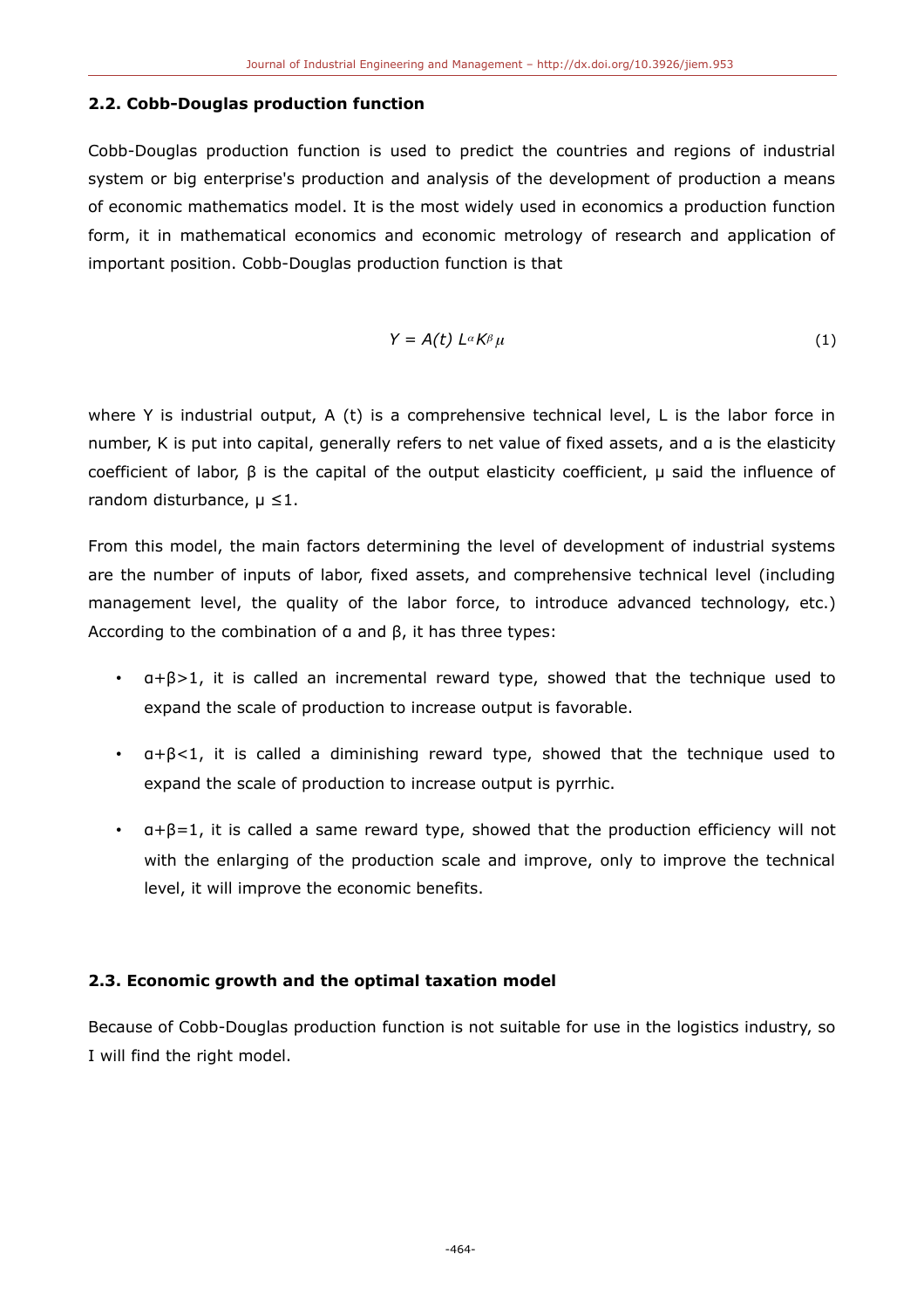### 2.2. Cobb-Douglas production function

Cobb-Douglas production function is used to predict the countries and regions of industrial system or big enterprise's production and analysis of the development of production a means of economic mathematics model. It is the most widely used in economics a production function form, it in mathematical economics and economic metrology of research and application of important position. Cobb-Douglas production function is that

$$Y = A(t)\, L^{\alpha} K^{\beta} \mu \tag{1}$$

where Y is industrial output, A (t) is a comprehensive technical level, L is the labor force in number, K is put into capital, generally refers to net value of fixed assets, and α is the elasticity coefficient of labor, β is the capital of the output elasticity coefficient, μ said the influence of random disturbance, $\mu \leq 1$.

From this model, the main factors determining the level of development of industrial systems are the number of inputs of labor, fixed assets, and comprehensive technical level (including management level, the quality of the labor force, to introduce advanced technology, etc.) According to the combination of α and β, it has three types:

- $\alpha+\beta>1$, it is called an incremental reward type, showed that the technique used to expand the scale of production to increase output is favorable.
- $\alpha+\beta<1$, it is called a diminishing reward type, showed that the technique used to expand the scale of production to increase output is pyrrhic.
- $\alpha+\beta=1$, it is called a same reward type, showed that the production efficiency will not with the enlarging of the production scale and improve, only to improve the technical level, it will improve the economic benefits.

### 2.3. Economic growth and the optimal taxation model

Because of Cobb-Douglas production function is not suitable for use in the logistics industry, so I will find the right model.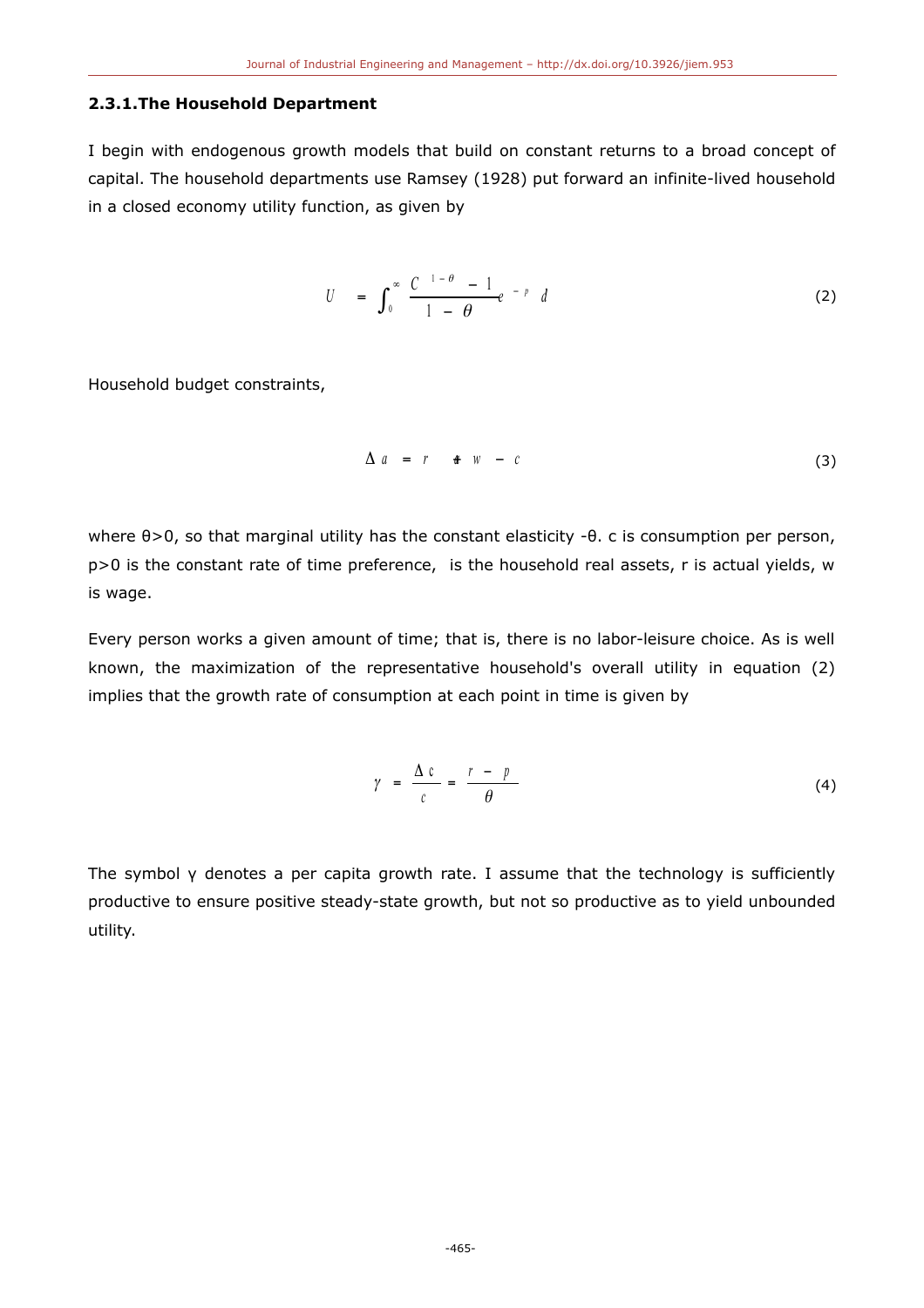### 2.3.1.The Household Department

I begin with endogenous growth models that build on constant returns to a broad concept of capital. The household departments use Ramsey (1928) put forward an infinite-lived household in a closed economy utility function, as given by

$$U = \int_0^{\infty} \frac{C^{1-\theta} - 1}{1 - \theta} e^{-p} d \tag{2}$$

Household budget constraints,

$$\Delta a = r + w - c \tag{3}$$

where θ>0, so that marginal utility has the constant elasticity -θ. c is consumption per person, p>0 is the constant rate of time preference,  is the household real assets, r is actual yields, w is wage.

Every person works a given amount of time; that is, there is no labor-leisure choice. As is well known, the maximization of the representative household's overall utility in equation (2) implies that the growth rate of consumption at each point in time is given by

$$\gamma = \frac{\Delta c}{c} = \frac{r - p}{\theta} \tag{4}$$

The symbol γ denotes a per capita growth rate. I assume that the technology is sufficiently productive to ensure positive steady-state growth, but not so productive as to yield unbounded utility.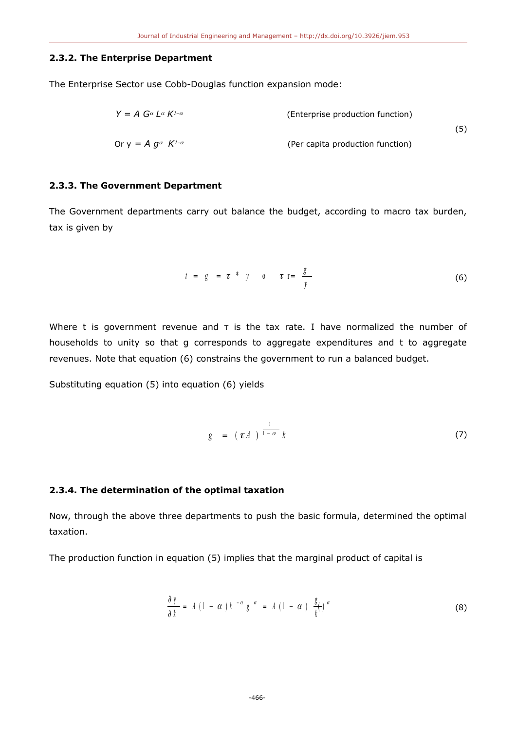### 2.3.2. The Enterprise Department

The Enterprise Sector use Cobb-Douglas function expansion mode:

$$Y = A\, G^{\alpha} L^{\alpha} K^{1-\alpha} \qquad \text{(Enterprise production function)}$$

$$\text{Or } y = A\, g^{\alpha}\ K^{1-\alpha} \qquad \text{(Per capita production function)} \tag{5}$$

### 2.3.3. The Government Department

The Government departments carry out balance the budget, according to macro tax burden, tax is given by

$$t = g = \tau * y \quad 0 \quad \tau t = \frac{g}{y} \tag{6}$$

Where t is government revenue and τ is the tax rate. I have normalized the number of households to unity so that g corresponds to aggregate expenditures and t to aggregate revenues. Note that equation (6) constrains the government to run a balanced budget.

Substituting equation (5) into equation (6) yields

$$g = (\tau A)^{\frac{1}{1-\alpha}} k \tag{7}$$

### 2.3.4. The determination of the optimal taxation

Now, through the above three departments to push the basic formula, determined the optimal taxation.

The production function in equation (5) implies that the marginal product of capital is

$$\frac{\partial y}{\partial k} = A(1-\alpha)k^{-\alpha} g^{\alpha} = A(1-\alpha)\left(\frac{g}{k}\right)^{\alpha} \tag{8}$$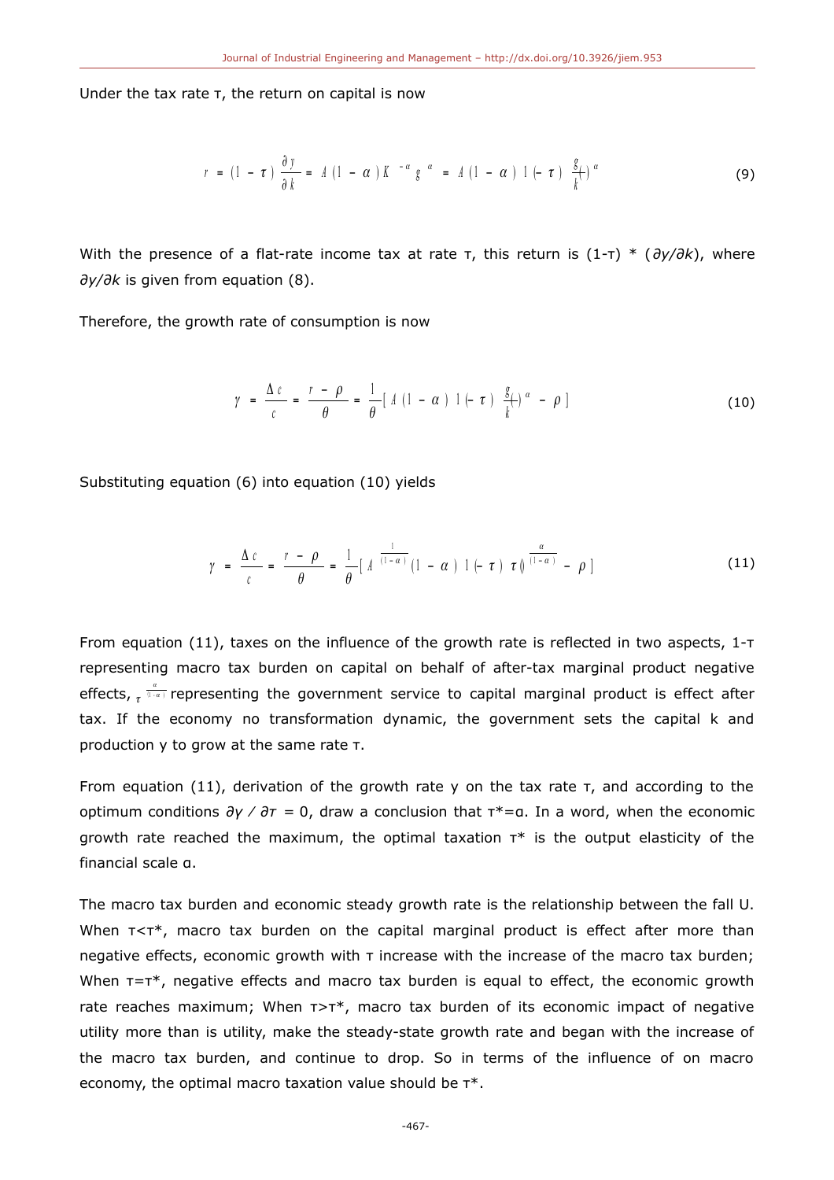Under the tax rate τ, the return on capital is now

$$r = (1-\tau)\frac{\partial y}{\partial k} = A(1-\alpha)K^{-\alpha}g^{\alpha} = A(1-\alpha)(1-\tau)\left(\frac{g}{k}\right)^{\alpha} \tag{9}$$

With the presence of a flat-rate income tax at rate τ, this return is (1-τ) * (*∂y/∂k*), where *∂y/∂k* is given from equation (8).

Therefore, the growth rate of consumption is now

$$\gamma = \frac{\Delta c}{c} = \frac{r-\rho}{\theta} = \frac{1}{\theta}\left[A(1-\alpha)(1-\tau)\left(\frac{g}{k}\right)^{\alpha} - \rho\right] \tag{10}$$

Substituting equation (6) into equation (11) yields

$$\gamma = \frac{\Delta c}{c} = \frac{r-\rho}{\theta} = \frac{1}{\theta}\left[A^{\frac{1}{(1-\alpha)}}(1-\alpha)(1-\tau)\,\tau^{\frac{\alpha}{(1-\alpha)}} - \rho\right] \tag{11}$$

From equation (11), taxes on the influence of the growth rate is reflected in two aspects, 1-τ representing macro tax burden on capital on behalf of after-tax marginal product negative effects, $\tau^{\frac{\alpha}{(1-\alpha)}}$ representing the government service to capital marginal product is effect after tax. If the economy no transformation dynamic, the government sets the capital k and production y to grow at the same rate τ.

From equation (11), derivation of the growth rate γ on the tax rate τ, and according to the optimum conditions *∂γ / ∂τ* = 0, draw a conclusion that τ*=α. In a word, when the economic growth rate reached the maximum, the optimal taxation τ* is the output elasticity of the financial scale α.

The macro tax burden and economic steady growth rate is the relationship between the fall U. When τ<τ*, macro tax burden on the capital marginal product is effect after more than negative effects, economic growth with τ increase with the increase of the macro tax burden; When τ=τ*, negative effects and macro tax burden is equal to effect, the economic growth rate reaches maximum; When τ>τ*, macro tax burden of its economic impact of negative utility more than is utility, make the steady-state growth rate and began with the increase of the macro tax burden, and continue to drop. So in terms of the influence of on macro economy, the optimal macro taxation value should be τ*.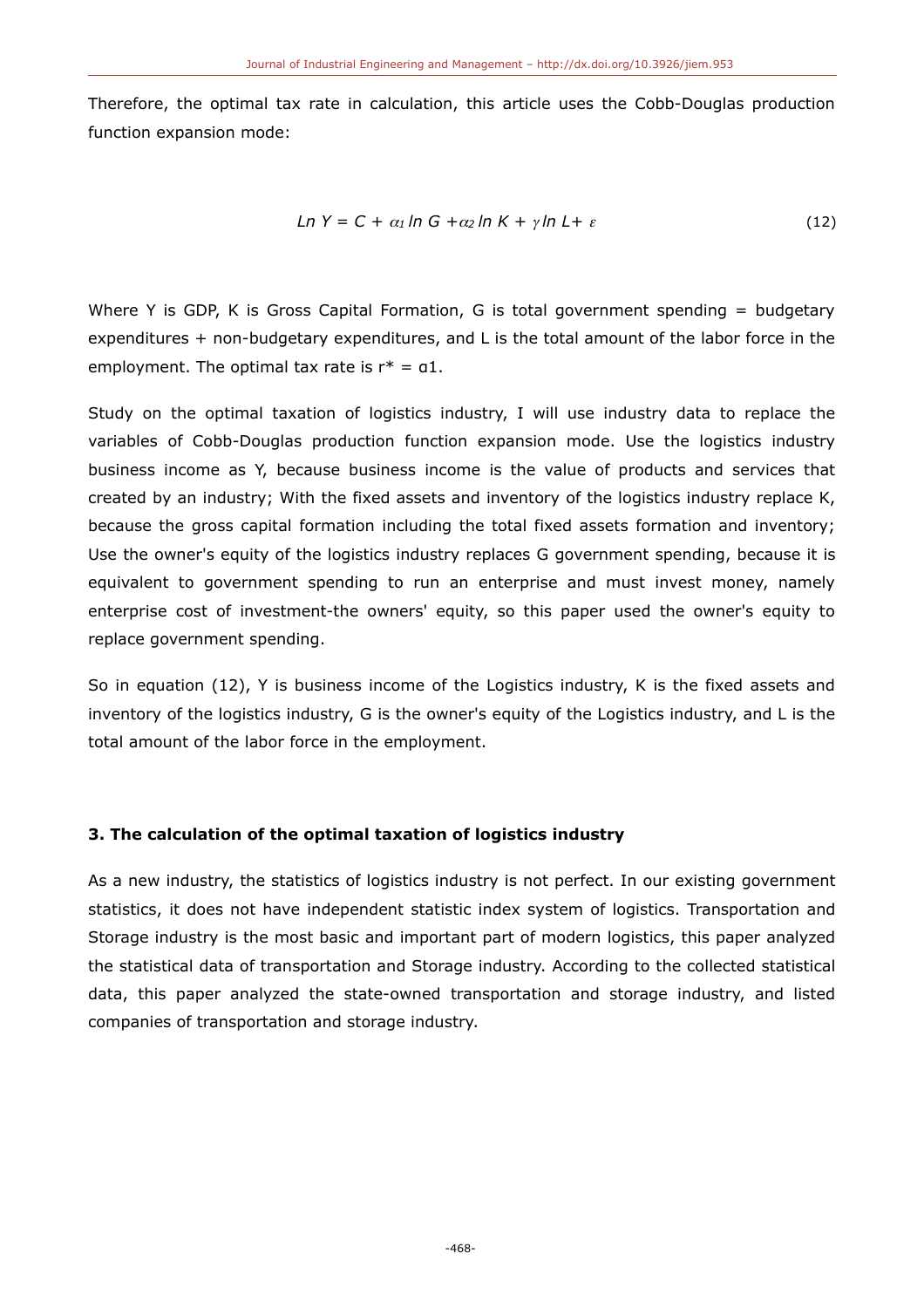Therefore, the optimal tax rate in calculation, this article uses the Cobb-Douglas production function expansion mode:

$$Ln\ Y = C + \alpha_1 \ln G + \alpha_2 \ln K + \gamma \ln L + \varepsilon \tag{12}$$

Where Y is GDP, K is Gross Capital Formation, G is total government spending = budgetary expenditures + non-budgetary expenditures, and L is the total amount of the labor force in the employment. The optimal tax rate is $r^* = \alpha_1$.

Study on the optimal taxation of logistics industry, I will use industry data to replace the variables of Cobb-Douglas production function expansion mode. Use the logistics industry business income as Y, because business income is the value of products and services that created by an industry; With the fixed assets and inventory of the logistics industry replace K, because the gross capital formation including the total fixed assets formation and inventory; Use the owner's equity of the logistics industry replaces G government spending, because it is equivalent to government spending to run an enterprise and must invest money, namely enterprise cost of investment-the owners' equity, so this paper used the owner's equity to replace government spending.

So in equation (12), Y is business income of the Logistics industry, K is the fixed assets and inventory of the logistics industry, G is the owner's equity of the Logistics industry, and L is the total amount of the labor force in the employment.

## 3. The calculation of the optimal taxation of logistics industry

As a new industry, the statistics of logistics industry is not perfect. In our existing government statistics, it does not have independent statistic index system of logistics. Transportation and Storage industry is the most basic and important part of modern logistics, this paper analyzed the statistical data of transportation and Storage industry. According to the collected statistical data, this paper analyzed the state-owned transportation and storage industry, and listed companies of transportation and storage industry.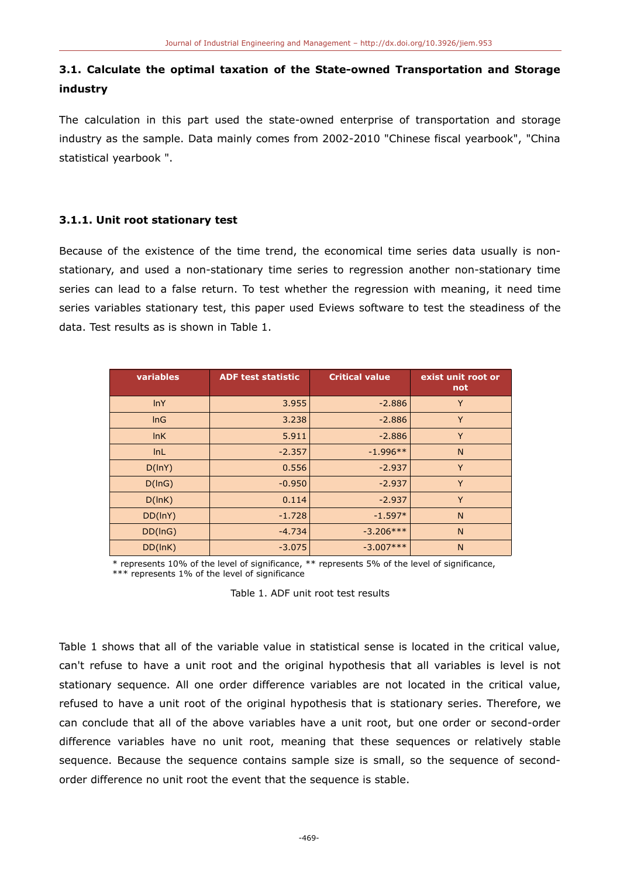### 3.1. Calculate the optimal taxation of the State-owned Transportation and Storage industry

The calculation in this part used the state-owned enterprise of transportation and storage industry as the sample. Data mainly comes from 2002-2010 "Chinese fiscal yearbook", "China statistical yearbook ".

#### 3.1.1. Unit root stationary test

Because of the existence of the time trend, the economical time series data usually is non-stationary, and used a non-stationary time series to regression another non-stationary time series can lead to a false return. To test whether the regression with meaning, it need time series variables stationary test, this paper used Eviews software to test the steadiness of the data. Test results as is shown in Table 1.

| variables | ADF test statistic | Critical value | exist unit root or not |
|---|---|---|---|
| lnY | 3.955 | -2.886 | Y |
| lnG | 3.238 | -2.886 | Y |
| lnK | 5.911 | -2.886 | Y |
| lnL | -2.357 | -1.996** | N |
| D(lnY) | 0.556 | -2.937 | Y |
| D(lnG) | -0.950 | -2.937 | Y |
| D(lnK) | 0.114 | -2.937 | Y |
| DD(lnY) | -1.728 | -1.597* | N |
| DD(lnG) | -4.734 | -3.206*** | N |
| DD(lnK) | -3.075 | -3.007*** | N |

* represents 10% of the level of significance, ** represents 5% of the level of significance, *** represents 1% of the level of significance

Table 1. ADF unit root test results

Table 1 shows that all of the variable value in statistical sense is located in the critical value, can't refuse to have a unit root and the original hypothesis that all variables is level is not stationary sequence. All one order difference variables are not located in the critical value, refused to have a unit root of the original hypothesis that is stationary series. Therefore, we can conclude that all of the above variables have a unit root, but one order or second-order difference variables have no unit root, meaning that these sequences or relatively stable sequence. Because the sequence contains sample size is small, so the sequence of second-order difference no unit root the event that the sequence is stable.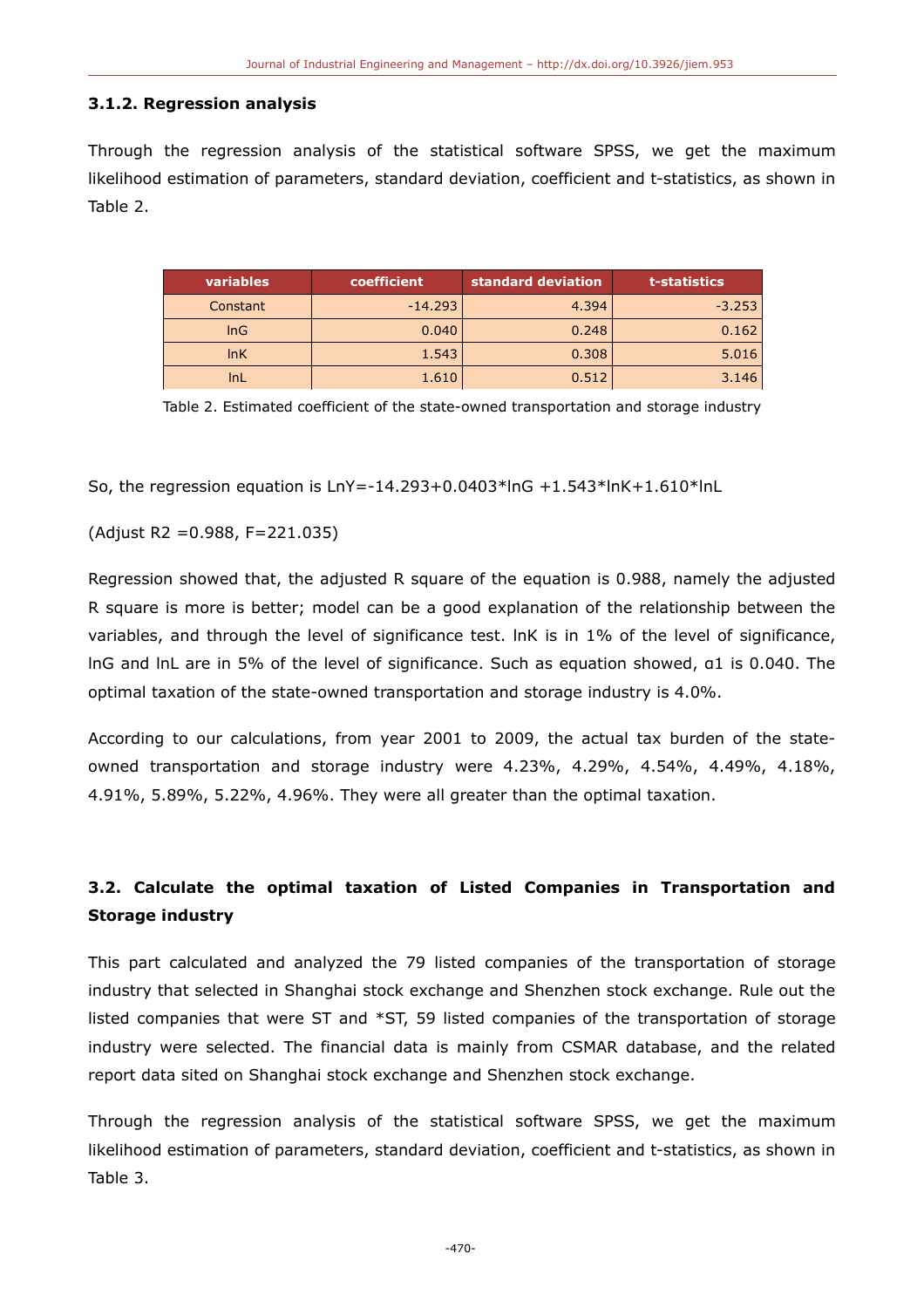### 3.1.2. Regression analysis

Through the regression analysis of the statistical software SPSS, we get the maximum likelihood estimation of parameters, standard deviation, coefficient and t-statistics, as shown in Table 2.

| variables | coefficient | standard deviation | t-statistics |
|---|---|---|---|
| Constant | -14.293 | 4.394 | -3.253 |
| lnG | 0.040 | 0.248 | 0.162 |
| lnK | 1.543 | 0.308 | 5.016 |
| lnL | 1.610 | 0.512 | 3.146 |

Table 2. Estimated coefficient of the state-owned transportation and storage industry

So, the regression equation is $LnY=-14.293+0.0403*lnG+1.543*lnK+1.610*lnL$

(Adjust $R2=0.988$, $F=221.035$)

Regression showed that, the adjusted R square of the equation is 0.988, namely the adjusted R square is more is better; model can be a good explanation of the relationship between the variables, and through the level of significance test. lnK is in 1% of the level of significance, lnG and lnL are in 5% of the level of significance. Such as equation showed, $\alpha 1$ is 0.040. The optimal taxation of the state-owned transportation and storage industry is 4.0%.

According to our calculations, from year 2001 to 2009, the actual tax burden of the state-owned transportation and storage industry were 4.23%, 4.29%, 4.54%, 4.49%, 4.18%, 4.91%, 5.89%, 5.22%, 4.96%. They were all greater than the optimal taxation.

## 3.2. Calculate the optimal taxation of Listed Companies in Transportation and Storage industry

This part calculated and analyzed the 79 listed companies of the transportation of storage industry that selected in Shanghai stock exchange and Shenzhen stock exchange. Rule out the listed companies that were ST and *ST, 59 listed companies of the transportation of storage industry were selected. The financial data is mainly from CSMAR database, and the related report data sited on Shanghai stock exchange and Shenzhen stock exchange.

Through the regression analysis of the statistical software SPSS, we get the maximum likelihood estimation of parameters, standard deviation, coefficient and t-statistics, as shown in Table 3.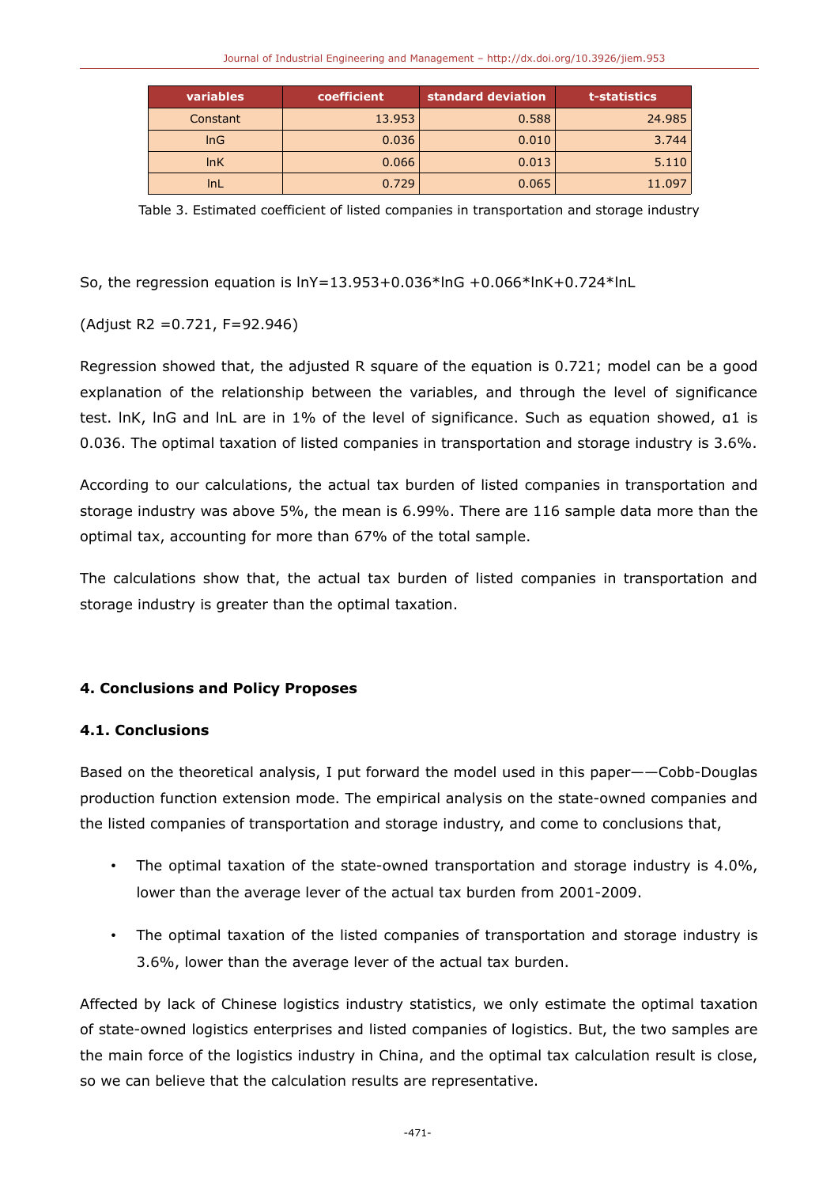| variables | coefficient | standard deviation | t-statistics |
| --- | --- | --- | --- |
| Constant | 13.953 | 0.588 | 24.985 |
| lnG | 0.036 | 0.010 | 3.744 |
| lnK | 0.066 | 0.013 | 5.110 |
| lnL | 0.729 | 0.065 | 11.097 |

Table 3. Estimated coefficient of listed companies in transportation and storage industry

So, the regression equation is $\ln Y=13.953+0.036*\ln G+0.066*\ln K+0.724*\ln L$

(Adjust R2 =0.721, F=92.946)

Regression showed that, the adjusted R square of the equation is 0.721; model can be a good explanation of the relationship between the variables, and through the level of significance test. lnK, lnG and lnL are in 1% of the level of significance. Such as equation showed, $\alpha 1$ is 0.036. The optimal taxation of listed companies in transportation and storage industry is 3.6%.

According to our calculations, the actual tax burden of listed companies in transportation and storage industry was above 5%, the mean is 6.99%. There are 116 sample data more than the optimal tax, accounting for more than 67% of the total sample.

The calculations show that, the actual tax burden of listed companies in transportation and storage industry is greater than the optimal taxation.

## 4. Conclusions and Policy Proposes

### 4.1. Conclusions

Based on the theoretical analysis, I put forward the model used in this paper——Cobb-Douglas production function extension mode. The empirical analysis on the state-owned companies and the listed companies of transportation and storage industry, and come to conclusions that,

- The optimal taxation of the state-owned transportation and storage industry is 4.0%, lower than the average lever of the actual tax burden from 2001-2009.
- The optimal taxation of the listed companies of transportation and storage industry is 3.6%, lower than the average lever of the actual tax burden.

Affected by lack of Chinese logistics industry statistics, we only estimate the optimal taxation of state-owned logistics enterprises and listed companies of logistics. But, the two samples are the main force of the logistics industry in China, and the optimal tax calculation result is close, so we can believe that the calculation results are representative.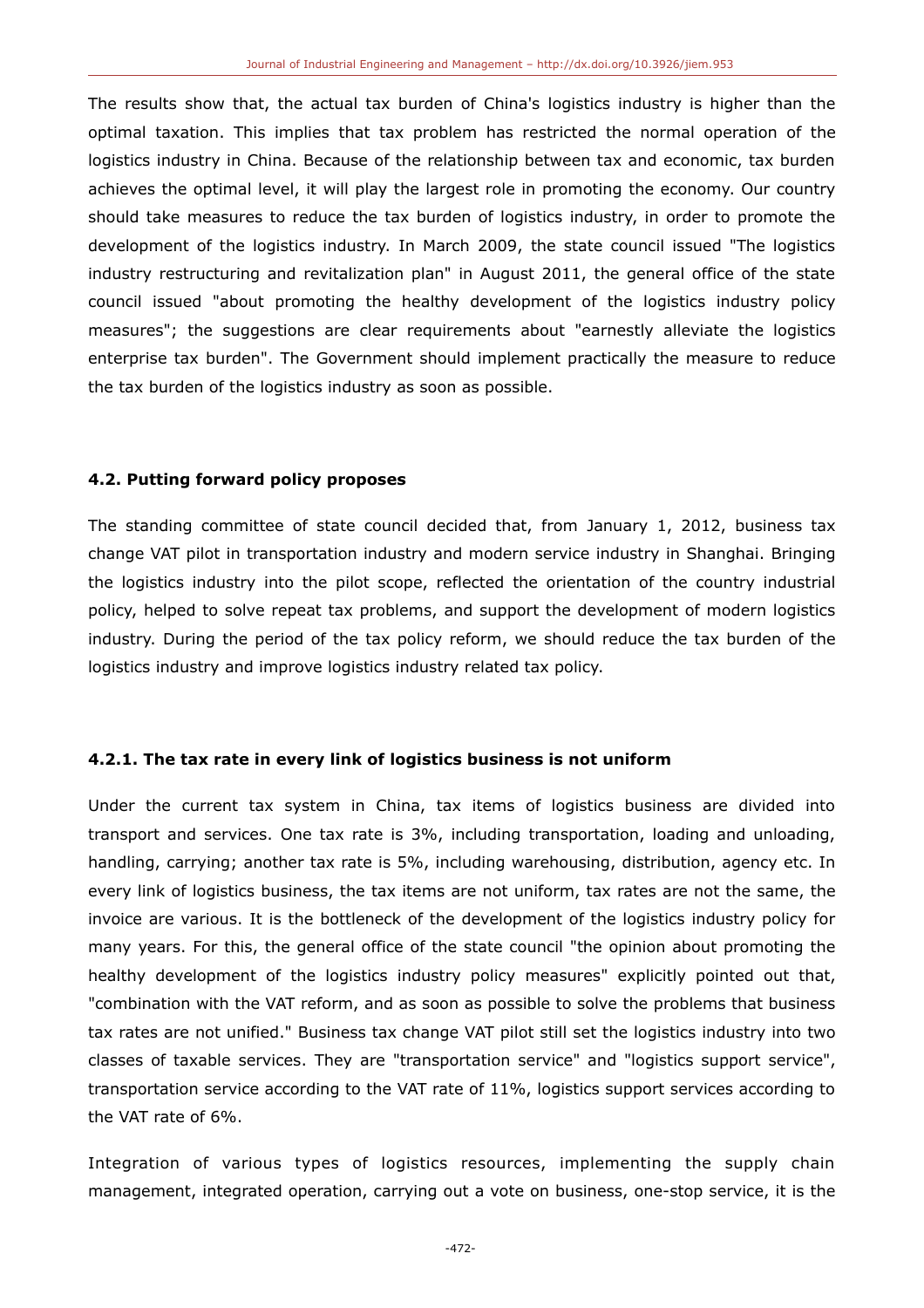The results show that, the actual tax burden of China's logistics industry is higher than the optimal taxation. This implies that tax problem has restricted the normal operation of the logistics industry in China. Because of the relationship between tax and economic, tax burden achieves the optimal level, it will play the largest role in promoting the economy. Our country should take measures to reduce the tax burden of logistics industry, in order to promote the development of the logistics industry. In March 2009, the state council issued "The logistics industry restructuring and revitalization plan" in August 2011, the general office of the state council issued "about promoting the healthy development of the logistics industry policy measures"; the suggestions are clear requirements about "earnestly alleviate the logistics enterprise tax burden". The Government should implement practically the measure to reduce the tax burden of the logistics industry as soon as possible.

### 4.2. Putting forward policy proposes

The standing committee of state council decided that, from January 1, 2012, business tax change VAT pilot in transportation industry and modern service industry in Shanghai. Bringing the logistics industry into the pilot scope, reflected the orientation of the country industrial policy, helped to solve repeat tax problems, and support the development of modern logistics industry. During the period of the tax policy reform, we should reduce the tax burden of the logistics industry and improve logistics industry related tax policy.

#### 4.2.1. The tax rate in every link of logistics business is not uniform

Under the current tax system in China, tax items of logistics business are divided into transport and services. One tax rate is 3%, including transportation, loading and unloading, handling, carrying; another tax rate is 5%, including warehousing, distribution, agency etc. In every link of logistics business, the tax items are not uniform, tax rates are not the same, the invoice are various. It is the bottleneck of the development of the logistics industry policy for many years. For this, the general office of the state council "the opinion about promoting the healthy development of the logistics industry policy measures" explicitly pointed out that, "combination with the VAT reform, and as soon as possible to solve the problems that business tax rates are not unified." Business tax change VAT pilot still set the logistics industry into two classes of taxable services. They are "transportation service" and "logistics support service", transportation service according to the VAT rate of 11%, logistics support services according to the VAT rate of 6%.

Integration of various types of logistics resources, implementing the supply chain management, integrated operation, carrying out a vote on business, one-stop service, it is the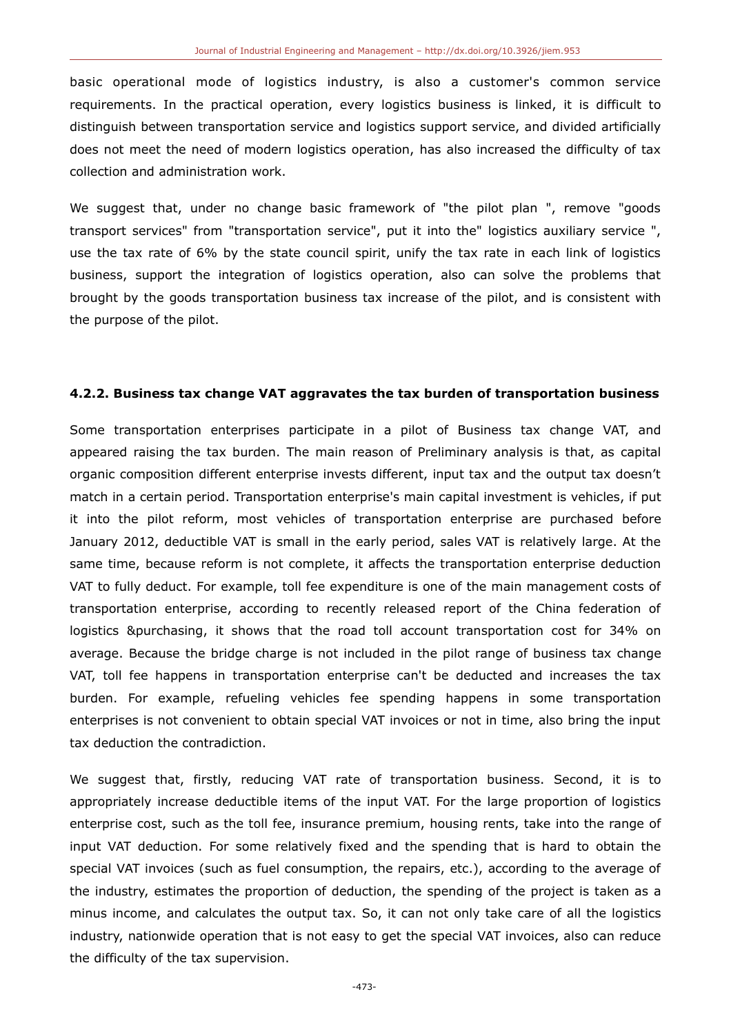basic operational mode of logistics industry, is also a customer's common service requirements. In the practical operation, every logistics business is linked, it is difficult to distinguish between transportation service and logistics support service, and divided artificially does not meet the need of modern logistics operation, has also increased the difficulty of tax collection and administration work.

We suggest that, under no change basic framework of "the pilot plan ", remove "goods transport services" from "transportation service", put it into the" logistics auxiliary service ", use the tax rate of 6% by the state council spirit, unify the tax rate in each link of logistics business, support the integration of logistics operation, also can solve the problems that brought by the goods transportation business tax increase of the pilot, and is consistent with the purpose of the pilot.

#### 4.2.2. Business tax change VAT aggravates the tax burden of transportation business

Some transportation enterprises participate in a pilot of Business tax change VAT, and appeared raising the tax burden. The main reason of Preliminary analysis is that, as capital organic composition different enterprise invests different, input tax and the output tax doesn't match in a certain period. Transportation enterprise's main capital investment is vehicles, if put it into the pilot reform, most vehicles of transportation enterprise are purchased before January 2012, deductible VAT is small in the early period, sales VAT is relatively large. At the same time, because reform is not complete, it affects the transportation enterprise deduction VAT to fully deduct. For example, toll fee expenditure is one of the main management costs of transportation enterprise, according to recently released report of the China federation of logistics &purchasing, it shows that the road toll account transportation cost for 34% on average. Because the bridge charge is not included in the pilot range of business tax change VAT, toll fee happens in transportation enterprise can't be deducted and increases the tax burden. For example, refueling vehicles fee spending happens in some transportation enterprises is not convenient to obtain special VAT invoices or not in time, also bring the input tax deduction the contradiction.

We suggest that, firstly, reducing VAT rate of transportation business. Second, it is to appropriately increase deductible items of the input VAT. For the large proportion of logistics enterprise cost, such as the toll fee, insurance premium, housing rents, take into the range of input VAT deduction. For some relatively fixed and the spending that is hard to obtain the special VAT invoices (such as fuel consumption, the repairs, etc.), according to the average of the industry, estimates the proportion of deduction, the spending of the project is taken as a minus income, and calculates the output tax. So, it can not only take care of all the logistics industry, nationwide operation that is not easy to get the special VAT invoices, also can reduce the difficulty of the tax supervision.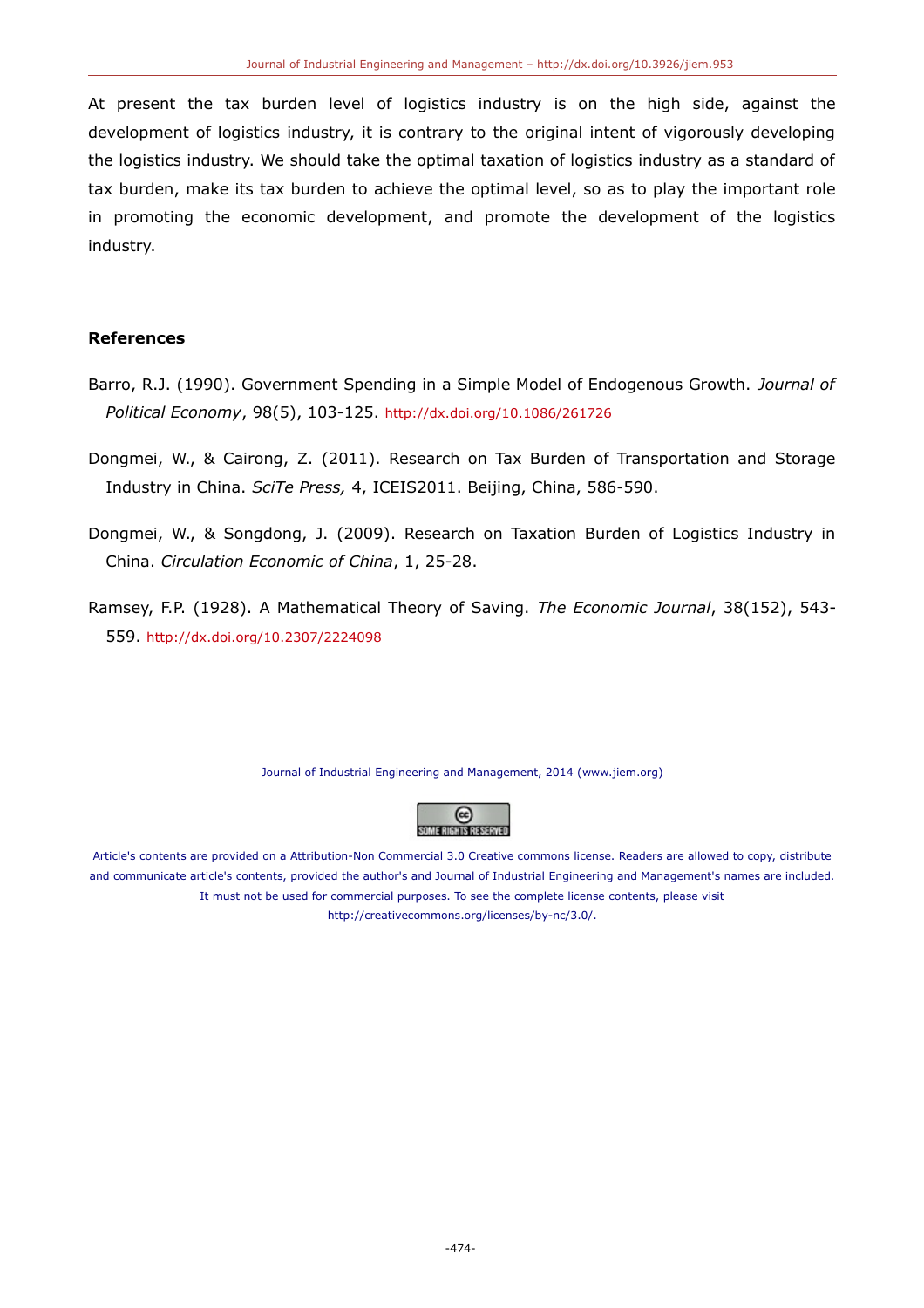At present the tax burden level of logistics industry is on the high side, against the development of logistics industry, it is contrary to the original intent of vigorously developing the logistics industry. We should take the optimal taxation of logistics industry as a standard of tax burden, make its tax burden to achieve the optimal level, so as to play the important role in promoting the economic development, and promote the development of the logistics industry.

## References

Barro, R.J. (1990). Government Spending in a Simple Model of Endogenous Growth. *Journal of Political Economy*, 98(5), 103-125. http://dx.doi.org/10.1086/261726

Dongmei, W., & Cairong, Z. (2011). Research on Tax Burden of Transportation and Storage Industry in China. *SciTe Press,* 4, ICEIS2011. Beijing, China, 586-590.

Dongmei, W., & Songdong, J. (2009). Research on Taxation Burden of Logistics Industry in China. *Circulation Economic of China*, 1, 25-28.

Ramsey, F.P. (1928). A Mathematical Theory of Saving. *The Economic Journal*, 38(152), 543-559. http://dx.doi.org/10.2307/2224098

Journal of Industrial Engineering and Management, 2014 (www.jiem.org)

Article's contents are provided on a Attribution-Non Commercial 3.0 Creative commons license. Readers are allowed to copy, distribute and communicate article's contents, provided the author's and Journal of Industrial Engineering and Management's names are included. It must not be used for commercial purposes. To see the complete license contents, please visit http://creativecommons.org/licenses/by-nc/3.0/.